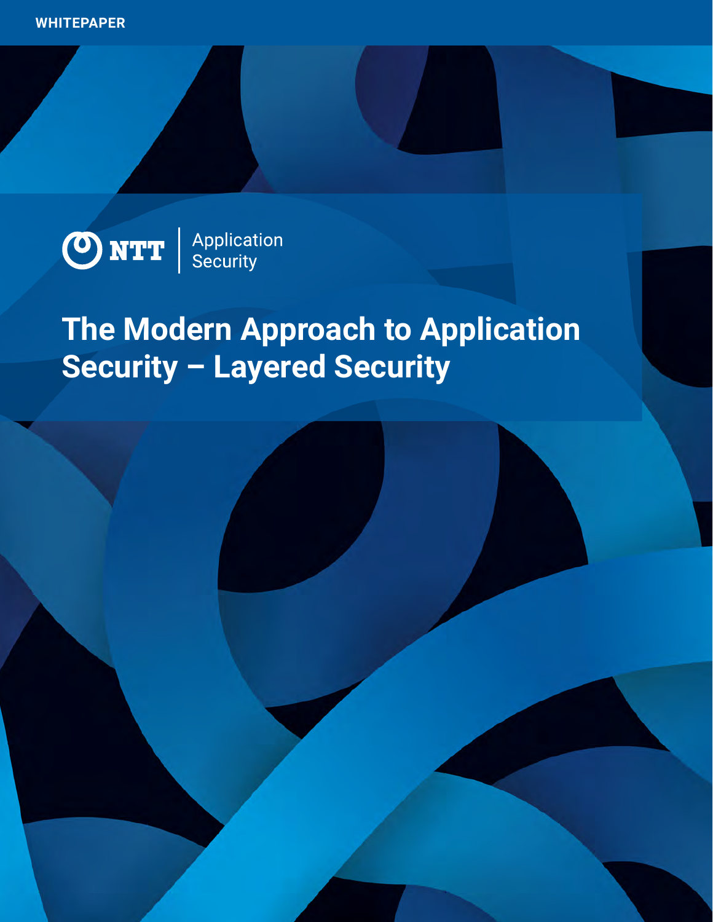WHITEPAPER

NTT | Application Security

# The Modern Approach to Application Security – Layered Security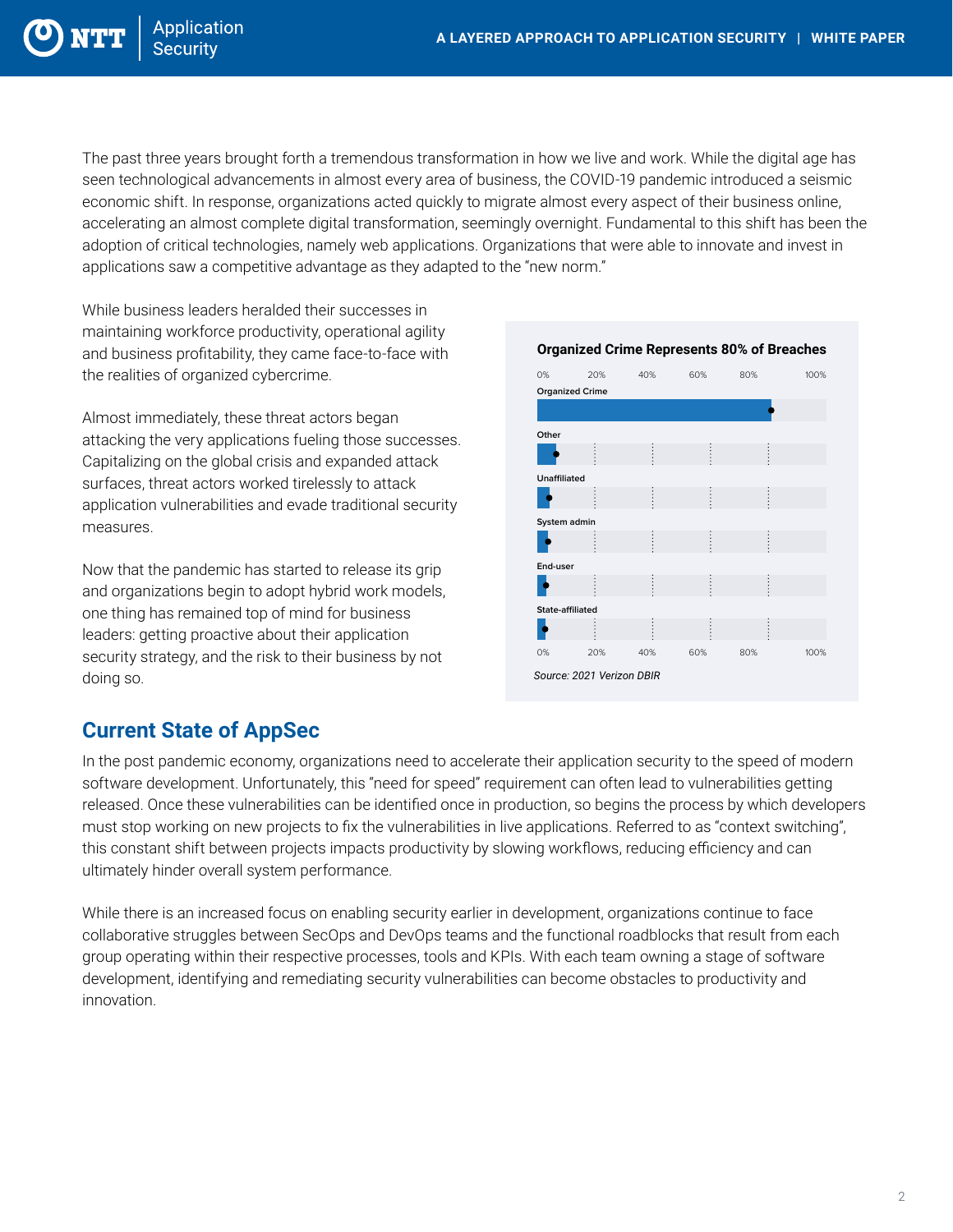The past three years brought forth a tremendous transformation in how we live and work. While the digital age has seen technological advancements in almost every area of business, the COVID-19 pandemic introduced a seismic economic shift. In response, organizations acted quickly to migrate almost every aspect of their business online, accelerating an almost complete digital transformation, seemingly overnight. Fundamental to this shift has been the adoption of critical technologies, namely web applications. Organizations that were able to innovate and invest in applications saw a competitive advantage as they adapted to the "new norm."

While business leaders heralded their successes in maintaining workforce productivity, operational agility and business profitability, they came face-to-face with the realities of organized cybercrime.

Almost immediately, these threat actors began attacking the very applications fueling those successes. Capitalizing on the global crisis and expanded attack surfaces, threat actors worked tirelessly to attack application vulnerabilities and evade traditional security measures.

Now that the pandemic has started to release its grip and organizations begin to adopt hybrid work models, one thing has remained top of mind for business leaders: getting proactive about their application security strategy, and the risk to their business by not doing so.

**Organized Crime Represents 80% of Breaches**

0% 20% 40% 60% 80% 100%

Organized Crime

Other

Unaffiliated

System admin

End-user

State-affiliated

0% 20% 40% 60% 80% 100%

*Source: 2021 Verizon DBIR*

## Current State of AppSec

In the post pandemic economy, organizations need to accelerate their application security to the speed of modern software development. Unfortunately, this "need for speed" requirement can often lead to vulnerabilities getting released. Once these vulnerabilities can be identified once in production, so begins the process by which developers must stop working on new projects to fix the vulnerabilities in live applications. Referred to as "context switching", this constant shift between projects impacts productivity by slowing workflows, reducing efficiency and can ultimately hinder overall system performance.

While there is an increased focus on enabling security earlier in development, organizations continue to face collaborative struggles between SecOps and DevOps teams and the functional roadblocks that result from each group operating within their respective processes, tools and KPIs. With each team owning a stage of software development, identifying and remediating security vulnerabilities can become obstacles to productivity and innovation.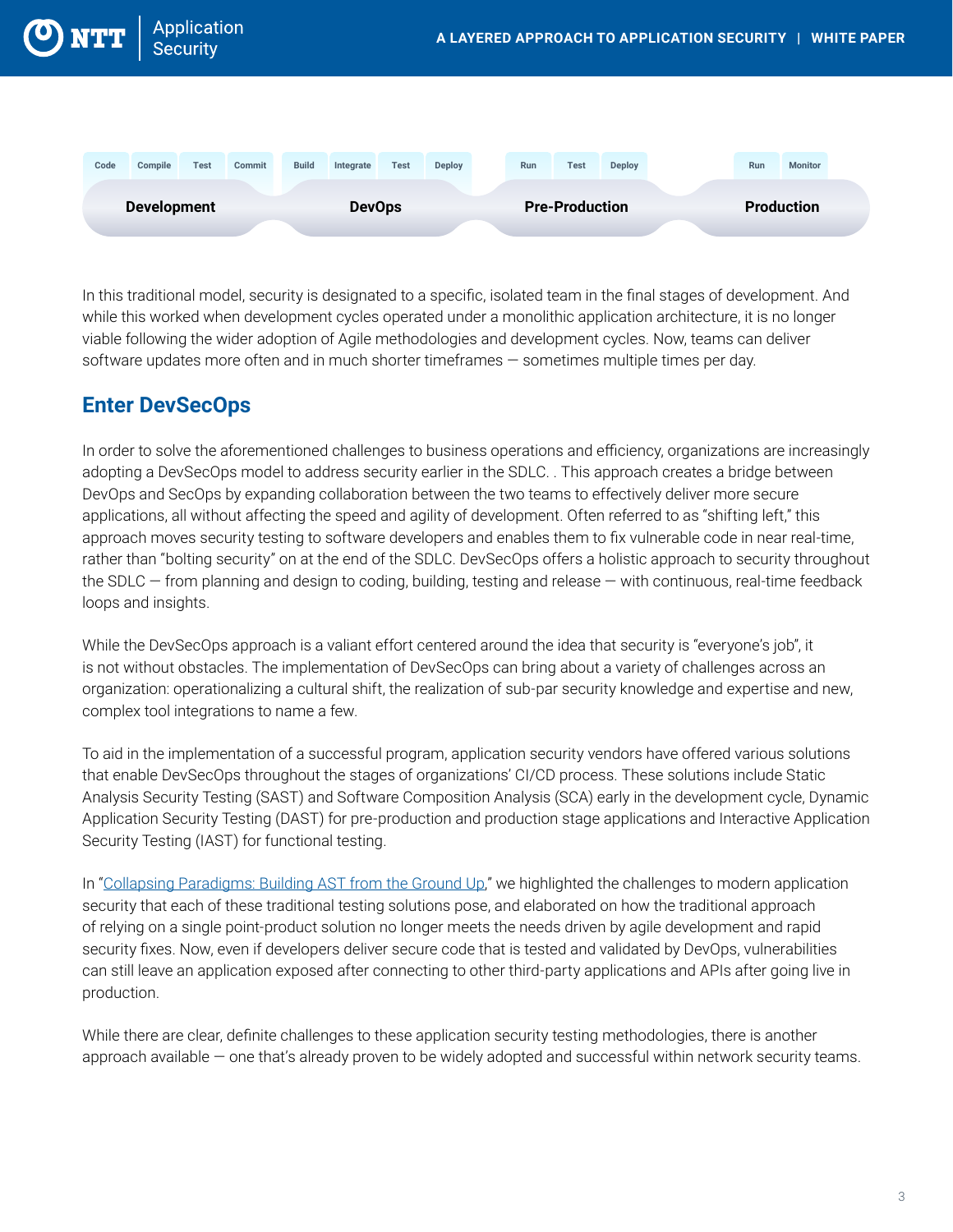Code Compile Test Commit
Development
Build Integrate Test Deploy
DevOps
Run Test Deploy
Pre-Production
Run Monitor
Production

In this traditional model, security is designated to a specific, isolated team in the final stages of development. And while this worked when development cycles operated under a monolithic application architecture, it is no longer viable following the wider adoption of Agile methodologies and development cycles. Now, teams can deliver software updates more often and in much shorter timeframes — sometimes multiple times per day.

## Enter DevSecOps

In order to solve the aforementioned challenges to business operations and efficiency, organizations are increasingly adopting a DevSecOps model to address security earlier in the SDLC. . This approach creates a bridge between DevOps and SecOps by expanding collaboration between the two teams to effectively deliver more secure applications, all without affecting the speed and agility of development. Often referred to as "shifting left," this approach moves security testing to software developers and enables them to fix vulnerable code in near real-time, rather than "bolting security" on at the end of the SDLC. DevSecOps offers a holistic approach to security throughout the SDLC — from planning and design to coding, building, testing and release — with continuous, real-time feedback loops and insights.

While the DevSecOps approach is a valiant effort centered around the idea that security is "everyone's job", it is not without obstacles. The implementation of DevSecOps can bring about a variety of challenges across an organization: operationalizing a cultural shift, the realization of sub-par security knowledge and expertise and new, complex tool integrations to name a few.

To aid in the implementation of a successful program, application security vendors have offered various solutions that enable DevSecOps throughout the stages of organizations' CI/CD process. These solutions include Static Analysis Security Testing (SAST) and Software Composition Analysis (SCA) early in the development cycle, Dynamic Application Security Testing (DAST) for pre-production and production stage applications and Interactive Application Security Testing (IAST) for functional testing.

In "Collapsing Paradigms: Building AST from the Ground Up," we highlighted the challenges to modern application security that each of these traditional testing solutions pose, and elaborated on how the traditional approach of relying on a single point-product solution no longer meets the needs driven by agile development and rapid security fixes. Now, even if developers deliver secure code that is tested and validated by DevOps, vulnerabilities can still leave an application exposed after connecting to other third-party applications and APIs after going live in production.

While there are clear, definite challenges to these application security testing methodologies, there is another approach available — one that's already proven to be widely adopted and successful within network security teams.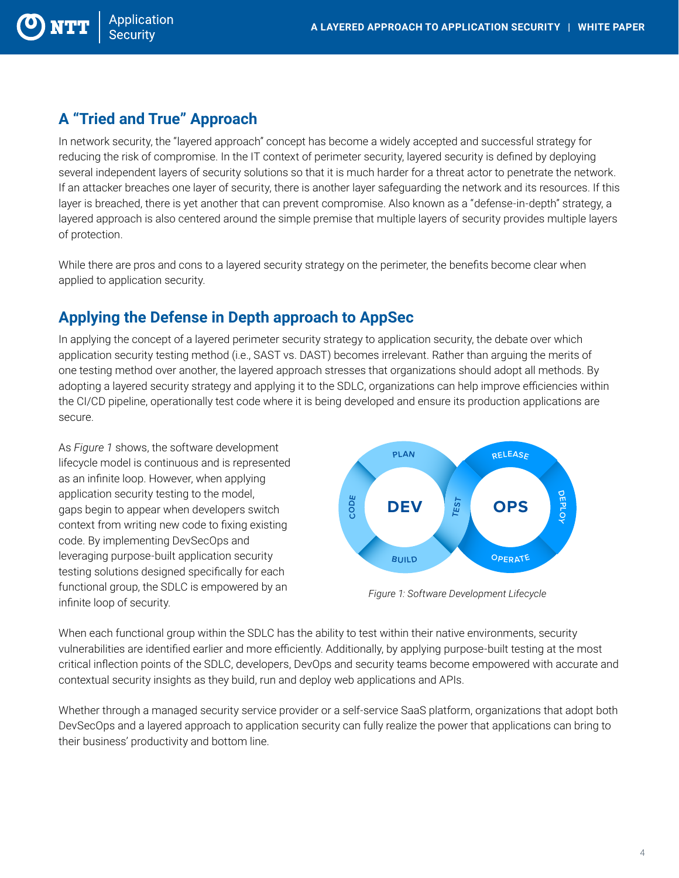## A "Tried and True" Approach

In network security, the "layered approach" concept has become a widely accepted and successful strategy for reducing the risk of compromise. In the IT context of perimeter security, layered security is defined by deploying several independent layers of security solutions so that it is much harder for a threat actor to penetrate the network. If an attacker breaches one layer of security, there is another layer safeguarding the network and its resources. If this layer is breached, there is yet another that can prevent compromise. Also known as a "defense-in-depth" strategy, a layered approach is also centered around the simple premise that multiple layers of security provides multiple layers of protection.

While there are pros and cons to a layered security strategy on the perimeter, the benefits become clear when applied to application security.

## Applying the Defense in Depth approach to AppSec

In applying the concept of a layered perimeter security strategy to application security, the debate over which application security testing method (i.e., SAST vs. DAST) becomes irrelevant. Rather than arguing the merits of one testing method over another, the layered approach stresses that organizations should adopt all methods. By adopting a layered security strategy and applying it to the SDLC, organizations can help improve efficiencies within the CI/CD pipeline, operationally test code where it is being developed and ensure its production applications are secure.

As *Figure 1* shows, the software development lifecycle model is continuous and is represented as an infinite loop. However, when applying application security testing to the model, gaps begin to appear when developers switch context from writing new code to fixing existing code. By implementing DevSecOps and leveraging purpose-built application security testing solutions designed specifically for each functional group, the SDLC is empowered by an infinite loop of security.

PLAN
RELEASE
CODE
DEV
TEST
OPS
DEPLOY
BUILD
OPERATE

*Figure 1: Software Development Lifecycle*

When each functional group within the SDLC has the ability to test within their native environments, security vulnerabilities are identified earlier and more efficiently. Additionally, by applying purpose-built testing at the most critical inflection points of the SDLC, developers, DevOps and security teams become empowered with accurate and contextual security insights as they build, run and deploy web applications and APIs.

Whether through a managed security service provider or a self-service SaaS platform, organizations that adopt both DevSecOps and a layered approach to application security can fully realize the power that applications can bring to their business' productivity and bottom line.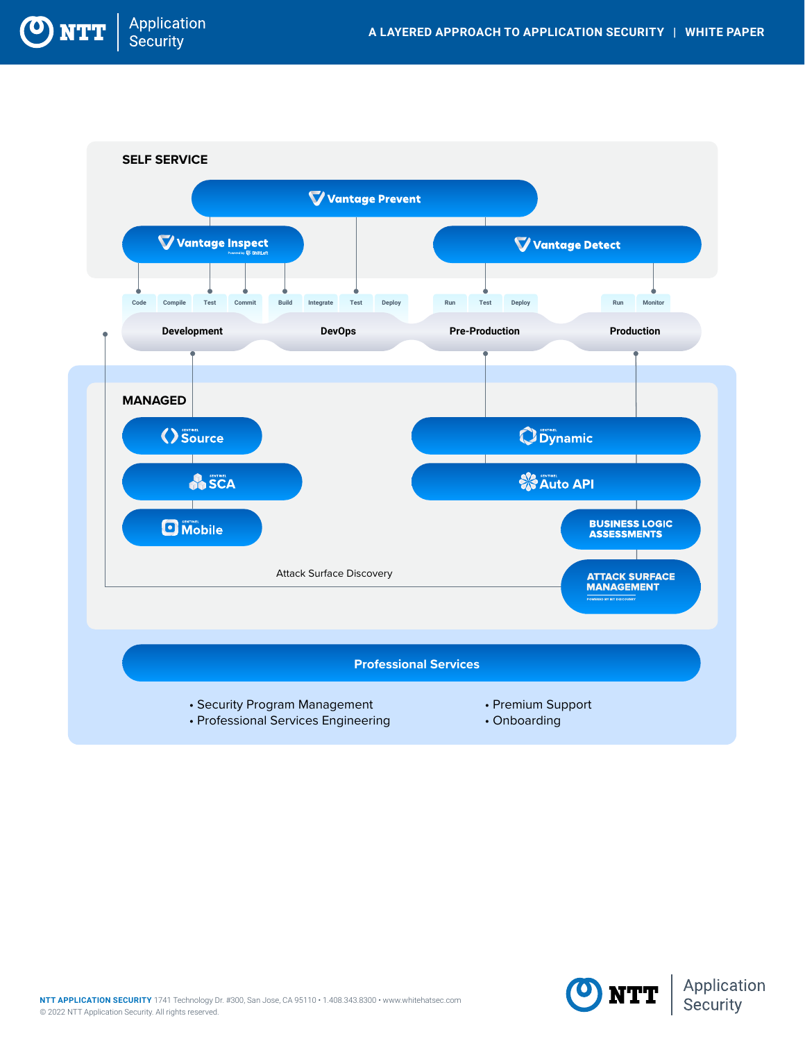SELF SERVICE

Vantage Prevent

Vantage Inspect

Powered by ShiftLeft

Vantage Detect

Code
Compile
Test
Commit
Build
Integrate
Test
Deploy
Run
Test
Deploy
Run
Monitor

Development
DevOps
Pre-Production
Production

MANAGED

SENTINEL Source

SENTINEL SCA

SENTINEL Mobile

SENTINEL Dynamic

SENTINEL Auto API

BUSINESS LOGIC ASSESSMENTS

Attack Surface Discovery

ATTACK SURFACE MANAGEMENT

POWERED BY NTT DISCOVERY

Professional Services

- Security Program Management
- Professional Services Engineering
- Premium Support
- Onboarding

**NTT APPLICATION SECURITY** 1741 Technology Dr. #300, San Jose, CA 95110 • 1.408.343.8300 • www.whitehatsec.com
© 2022 NTT Application Security. All rights reserved.